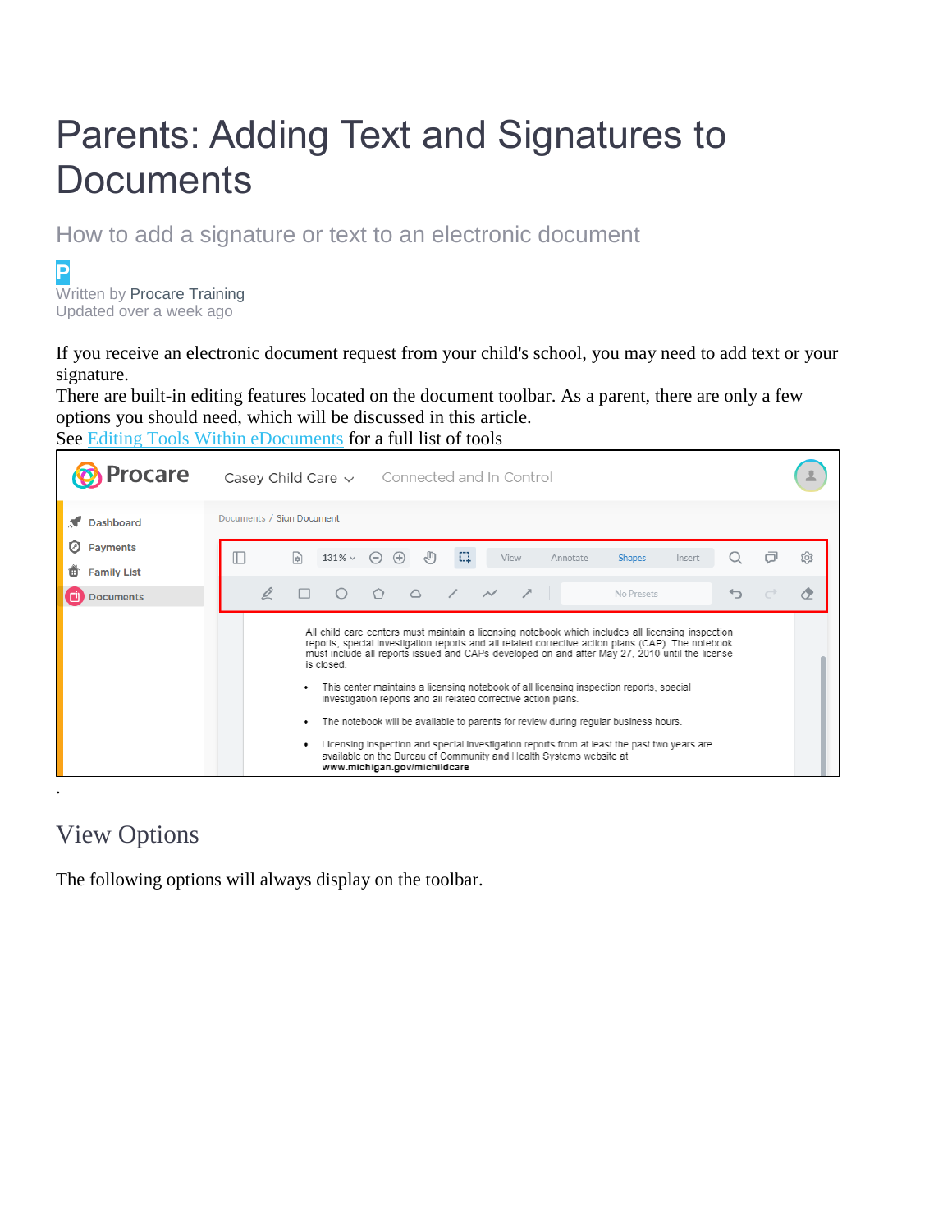# Parents: Adding Text and Signatures to Documents

## How to add a signature or text to an electronic document

Written by Procare Training
Updated over a week ago

If you receive an electronic document request from your child's school, you may need to add text or your signature.
There are built-in editing features located on the document toolbar. As a parent, there are only a few options you should need, which will be discussed in this article.
See Editing Tools Within eDocuments for a full list of tools

.

## View Options

The following options will always display on the toolbar.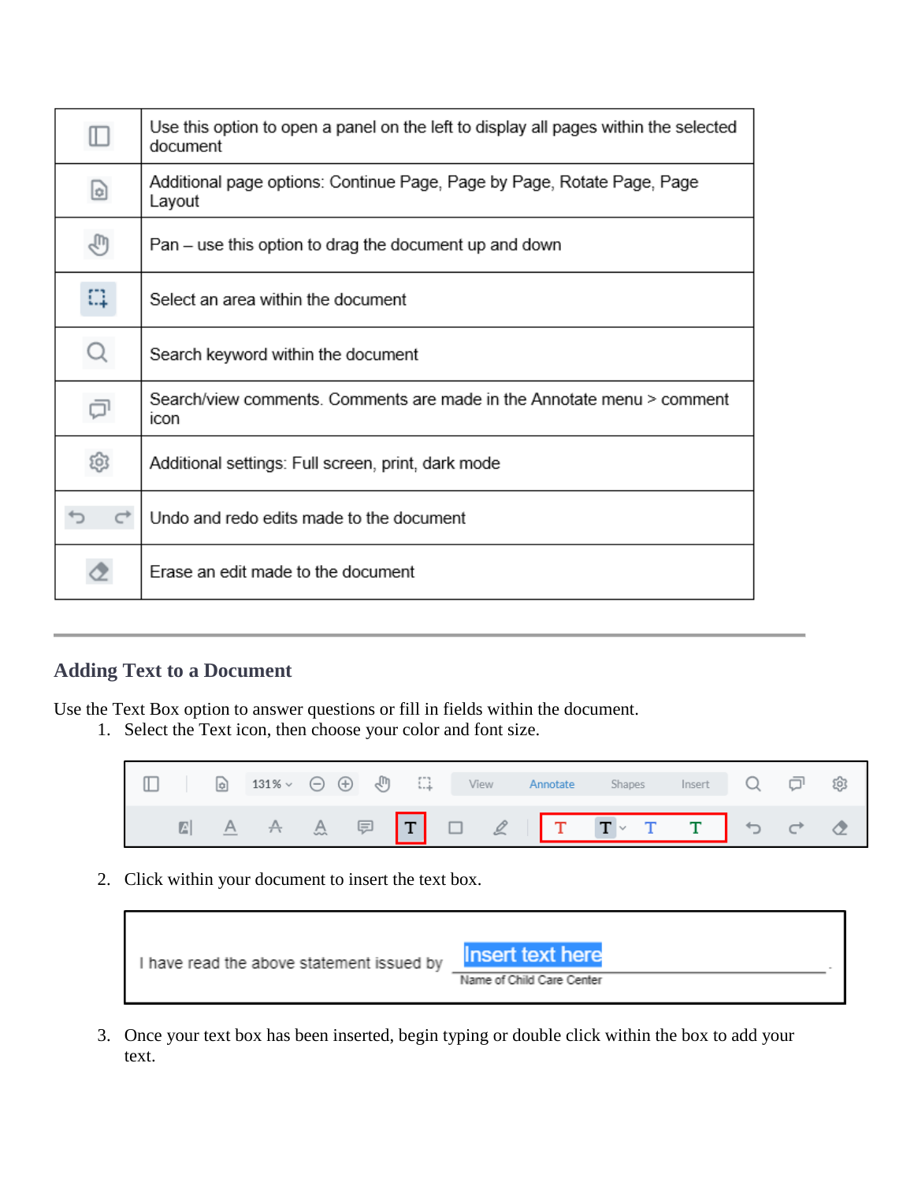| | |
|---|---|
| | Use this option to open a panel on the left to display all pages within the selected document |
| | Additional page options: Continue Page, Page by Page, Rotate Page, Page Layout |
| | Pan – use this option to drag the document up and down |
| | Select an area within the document |
| | Search keyword within the document |
| | Search/view comments. Comments are made in the Annotate menu > comment icon |
| | Additional settings: Full screen, print, dark mode |
| | Undo and redo edits made to the document |
| | Erase an edit made to the document |

## Adding Text to a Document

Use the Text Box option to answer questions or fill in fields within the document.

1. Select the Text icon, then choose your color and font size.

2. Click within your document to insert the text box.

3. Once your text box has been inserted, begin typing or double click within the box to add your text.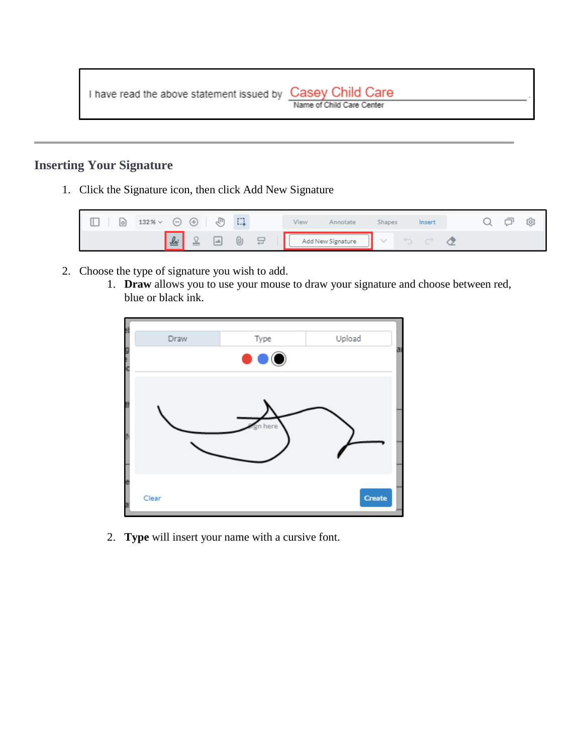I have read the above statement issued by Casey Child Care
Name of Child Care Center

---

## Inserting Your Signature

1. Click the Signature icon, then click Add New Signature

2. Choose the type of signature you wish to add.
   1. **Draw** allows you to use your mouse to draw your signature and choose between red, blue or black ink.
   2. **Type** will insert your name with a cursive font.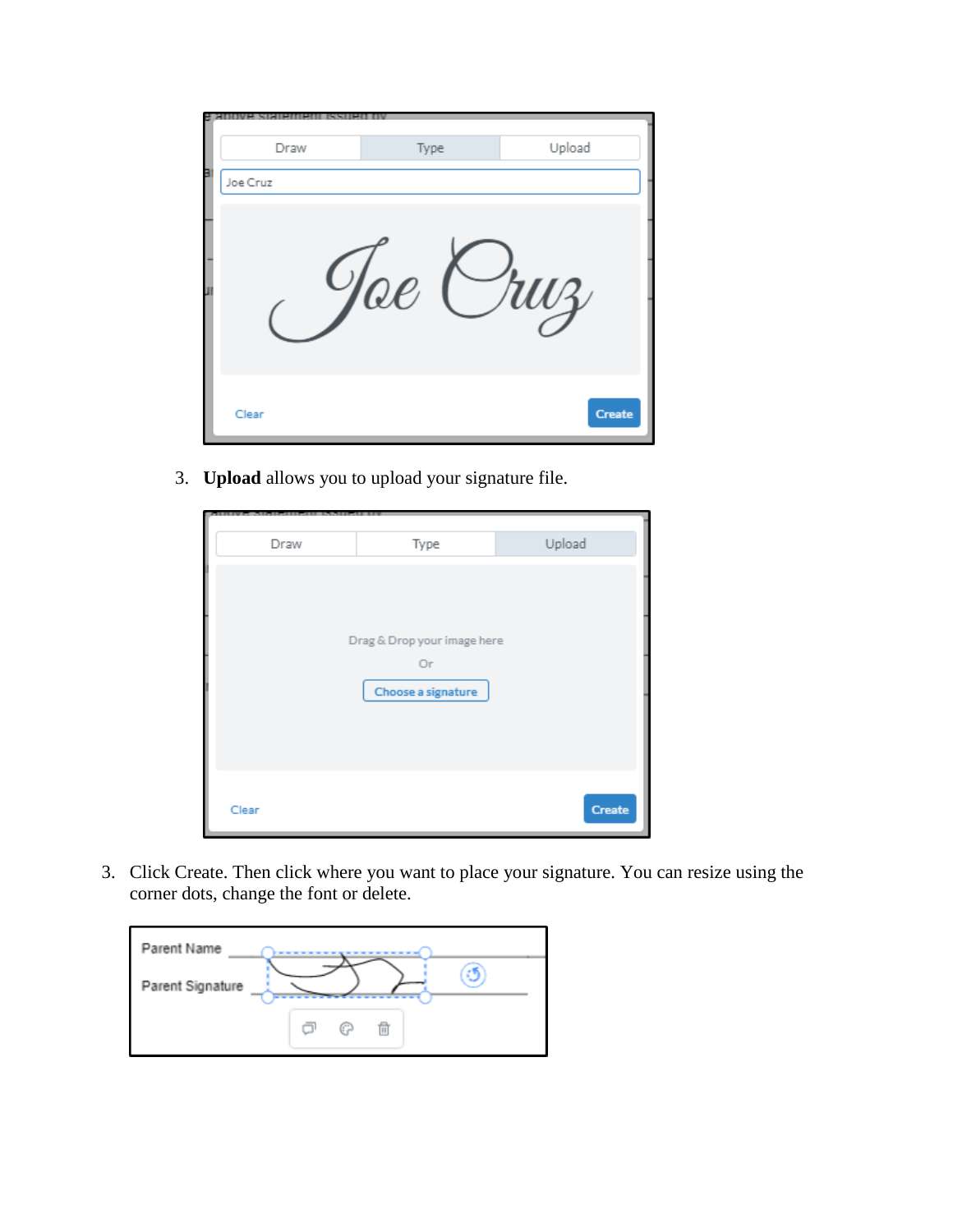3. **Upload** allows you to upload your signature file.

3. Click Create. Then click where you want to place your signature. You can resize using the corner dots, change the font or delete.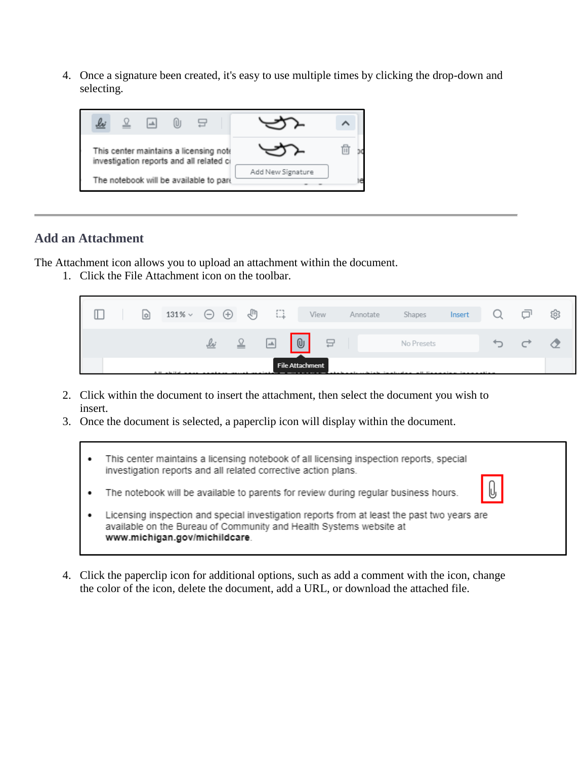4. Once a signature been created, it's easy to use multiple times by clicking the drop-down and selecting.

## Add an Attachment

The Attachment icon allows you to upload an attachment within the document.

1. Click the File Attachment icon on the toolbar.
2. Click within the document to insert the attachment, then select the document you wish to insert.
3. Once the document is selected, a paperclip icon will display within the document.
4. Click the paperclip icon for additional options, such as add a comment with the icon, change the color of the icon, delete the document, add a URL, or download the attached file.